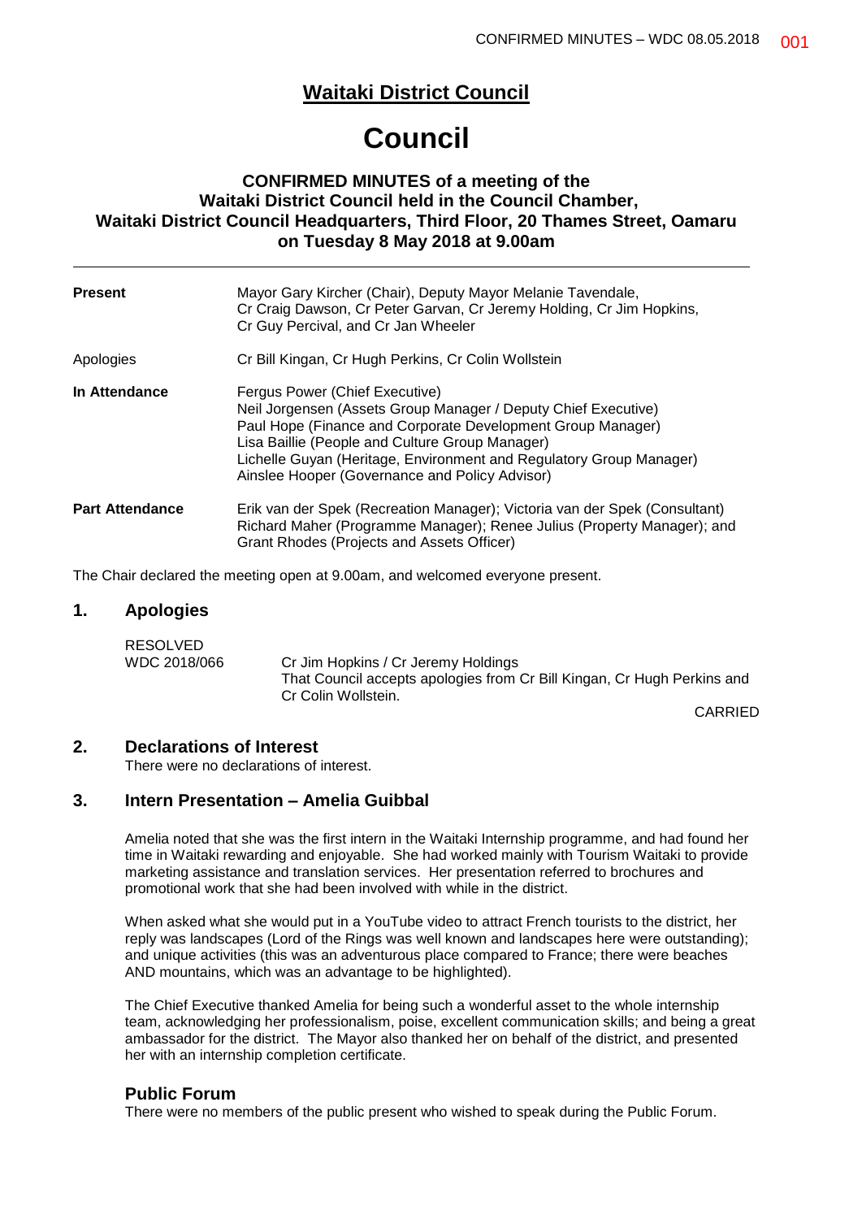# Waitaki District Council

# Council

### CONFIRMED MINUTES of a meeting of the Waitaki District Council held in the Council Chamber, Waitaki District Council Headquarters, Third Floor, 20 Thames Street, Oamaru on Tuesday 8 May 2018 at 9.00am

---

| | |
|---|---|
| **Present** | Mayor Gary Kircher (Chair), Deputy Mayor Melanie Tavendale, Cr Craig Dawson, Cr Peter Garvan, Cr Jeremy Holding, Cr Jim Hopkins, Cr Guy Percival, and Cr Jan Wheeler |
| Apologies | Cr Bill Kingan, Cr Hugh Perkins, Cr Colin Wollstein |
| **In Attendance** | Fergus Power (Chief Executive)<br>Neil Jorgensen (Assets Group Manager / Deputy Chief Executive)<br>Paul Hope (Finance and Corporate Development Group Manager)<br>Lisa Baillie (People and Culture Group Manager)<br>Lichelle Guyan (Heritage, Environment and Regulatory Group Manager)<br>Ainslee Hooper (Governance and Policy Advisor) |
| **Part Attendance** | Erik van der Spek (Recreation Manager); Victoria van der Spek (Consultant)<br>Richard Maher (Programme Manager); Renee Julius (Property Manager); and Grant Rhodes (Projects and Assets Officer) |

The Chair declared the meeting open at 9.00am, and welcomed everyone present.

## 1. Apologies

RESOLVED
WDC 2018/066 Cr Jim Hopkins / Cr Jeremy Holdings
That Council accepts apologies from Cr Bill Kingan, Cr Hugh Perkins and Cr Colin Wollstein.

CARRIED

## 2. Declarations of Interest

There were no declarations of interest.

## 3. Intern Presentation – Amelia Guibbal

Amelia noted that she was the first intern in the Waitaki Internship programme, and had found her time in Waitaki rewarding and enjoyable. She had worked mainly with Tourism Waitaki to provide marketing assistance and translation services. Her presentation referred to brochures and promotional work that she had been involved with while in the district.

When asked what she would put in a YouTube video to attract French tourists to the district, her reply was landscapes (Lord of the Rings was well known and landscapes here were outstanding); and unique activities (this was an adventurous place compared to France; there were beaches AND mountains, which was an advantage to be highlighted).

The Chief Executive thanked Amelia for being such a wonderful asset to the whole internship team, acknowledging her professionalism, poise, excellent communication skills; and being a great ambassador for the district. The Mayor also thanked her on behalf of the district, and presented her with an internship completion certificate.

## Public Forum

There were no members of the public present who wished to speak during the Public Forum.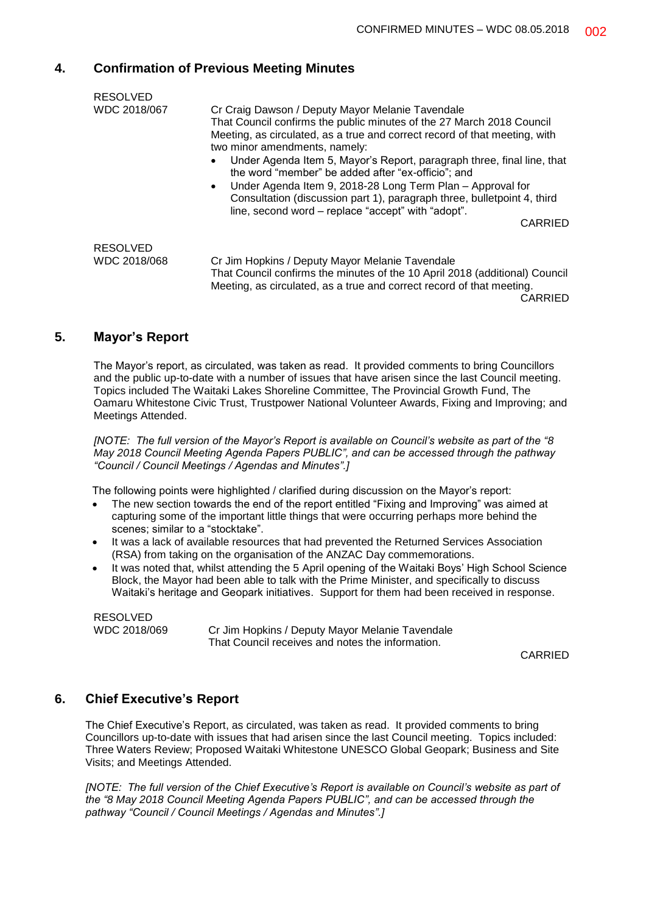## 4. Confirmation of Previous Meeting Minutes

RESOLVED
WDC 2018/067

Cr Craig Dawson / Deputy Mayor Melanie Tavendale
That Council confirms the public minutes of the 27 March 2018 Council Meeting, as circulated, as a true and correct record of that meeting, with two minor amendments, namely:

- Under Agenda Item 5, Mayor's Report, paragraph three, final line, that the word "member" be added after "ex-officio"; and
- Under Agenda Item 9, 2018-28 Long Term Plan – Approval for Consultation (discussion part 1), paragraph three, bulletpoint 4, third line, second word – replace "accept" with "adopt".

CARRIED

RESOLVED
WDC 2018/068

Cr Jim Hopkins / Deputy Mayor Melanie Tavendale
That Council confirms the minutes of the 10 April 2018 (additional) Council Meeting, as circulated, as a true and correct record of that meeting.

CARRIED

## 5. Mayor's Report

The Mayor's report, as circulated, was taken as read. It provided comments to bring Councillors and the public up-to-date with a number of issues that have arisen since the last Council meeting. Topics included The Waitaki Lakes Shoreline Committee, The Provincial Growth Fund, The Oamaru Whitestone Civic Trust, Trustpower National Volunteer Awards, Fixing and Improving; and Meetings Attended.

*[NOTE: The full version of the Mayor's Report is available on Council's website as part of the "8 May 2018 Council Meeting Agenda Papers PUBLIC", and can be accessed through the pathway "Council / Council Meetings / Agendas and Minutes".]*

The following points were highlighted / clarified during discussion on the Mayor's report:

- The new section towards the end of the report entitled "Fixing and Improving" was aimed at capturing some of the important little things that were occurring perhaps more behind the scenes; similar to a "stocktake".
- It was a lack of available resources that had prevented the Returned Services Association (RSA) from taking on the organisation of the ANZAC Day commemorations.
- It was noted that, whilst attending the 5 April opening of the Waitaki Boys' High School Science Block, the Mayor had been able to talk with the Prime Minister, and specifically to discuss Waitaki's heritage and Geopark initiatives. Support for them had been received in response.

RESOLVED
WDC 2018/069

Cr Jim Hopkins / Deputy Mayor Melanie Tavendale
That Council receives and notes the information.

CARRIED

## 6. Chief Executive's Report

The Chief Executive's Report, as circulated, was taken as read. It provided comments to bring Councillors up-to-date with issues that had arisen since the last Council meeting. Topics included: Three Waters Review; Proposed Waitaki Whitestone UNESCO Global Geopark; Business and Site Visits; and Meetings Attended.

*[NOTE: The full version of the Chief Executive's Report is available on Council's website as part of the "8 May 2018 Council Meeting Agenda Papers PUBLIC", and can be accessed through the pathway "Council / Council Meetings / Agendas and Minutes".]*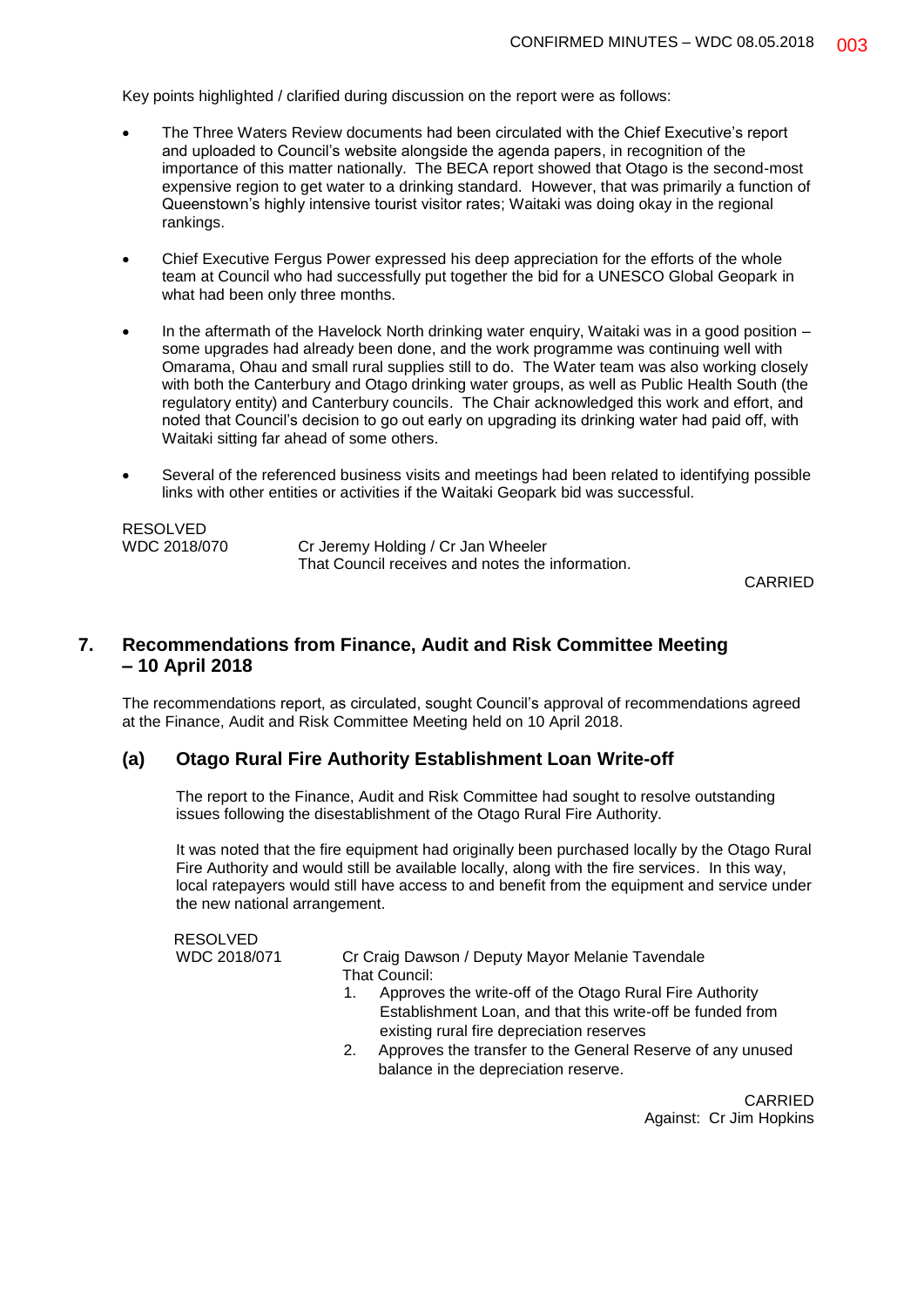Key points highlighted / clarified during discussion on the report were as follows:

- The Three Waters Review documents had been circulated with the Chief Executive's report and uploaded to Council's website alongside the agenda papers, in recognition of the importance of this matter nationally. The BECA report showed that Otago is the second-most expensive region to get water to a drinking standard. However, that was primarily a function of Queenstown's highly intensive tourist visitor rates; Waitaki was doing okay in the regional rankings.

- Chief Executive Fergus Power expressed his deep appreciation for the efforts of the whole team at Council who had successfully put together the bid for a UNESCO Global Geopark in what had been only three months.

- In the aftermath of the Havelock North drinking water enquiry, Waitaki was in a good position – some upgrades had already been done, and the work programme was continuing well with Omarama, Ohau and small rural supplies still to do. The Water team was also working closely with both the Canterbury and Otago drinking water groups, as well as Public Health South (the regulatory entity) and Canterbury councils. The Chair acknowledged this work and effort, and noted that Council's decision to go out early on upgrading its drinking water had paid off, with Waitaki sitting far ahead of some others.

- Several of the referenced business visits and meetings had been related to identifying possible links with other entities or activities if the Waitaki Geopark bid was successful.

RESOLVED
WDC 2018/070 Cr Jeremy Holding / Cr Jan Wheeler
That Council receives and notes the information.

CARRIED

## 7. Recommendations from Finance, Audit and Risk Committee Meeting – 10 April 2018

The recommendations report, as circulated, sought Council's approval of recommendations agreed at the Finance, Audit and Risk Committee Meeting held on 10 April 2018.

### (a) Otago Rural Fire Authority Establishment Loan Write-off

The report to the Finance, Audit and Risk Committee had sought to resolve outstanding issues following the disestablishment of the Otago Rural Fire Authority.

It was noted that the fire equipment had originally been purchased locally by the Otago Rural Fire Authority and would still be available locally, along with the fire services. In this way, local ratepayers would still have access to and benefit from the equipment and service under the new national arrangement.

RESOLVED
WDC 2018/071 Cr Craig Dawson / Deputy Mayor Melanie Tavendale
That Council:

1. Approves the write-off of the Otago Rural Fire Authority Establishment Loan, and that this write-off be funded from existing rural fire depreciation reserves
2. Approves the transfer to the General Reserve of any unused balance in the depreciation reserve.

CARRIED
Against: Cr Jim Hopkins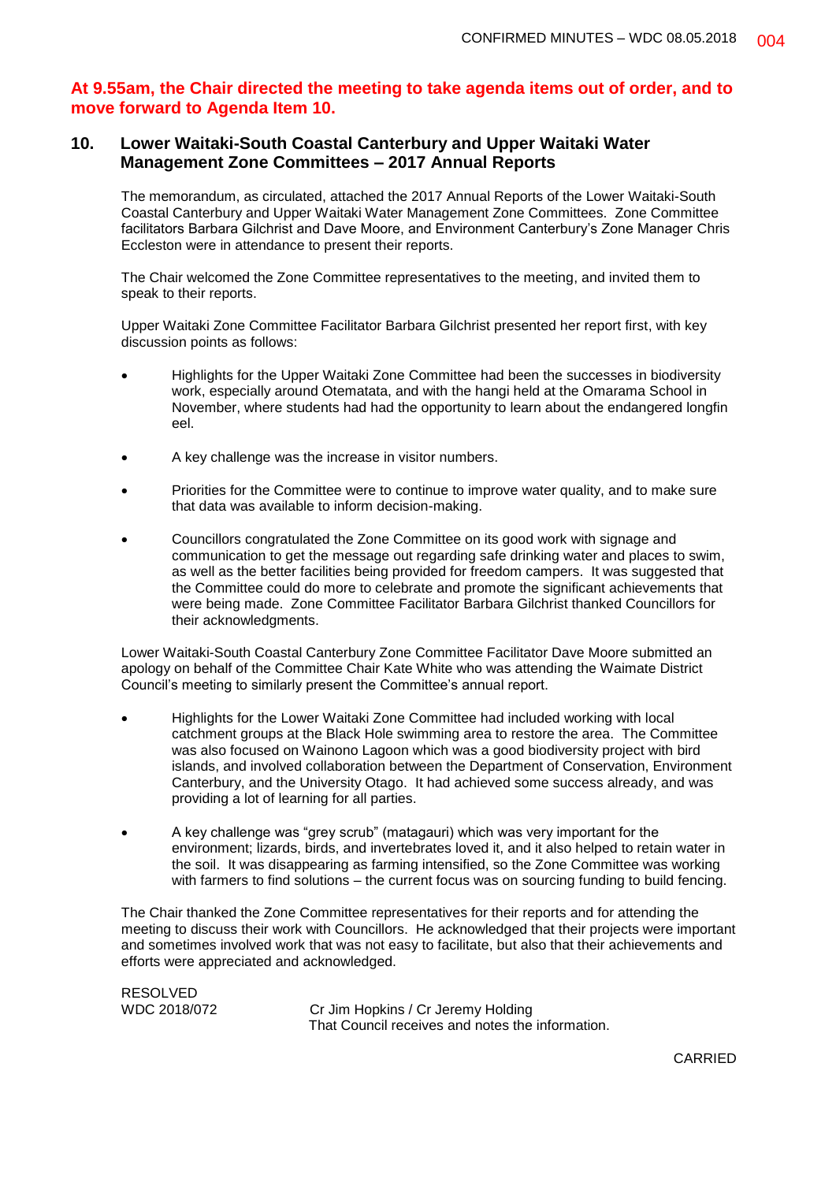**At 9.55am, the Chair directed the meeting to take agenda items out of order, and to move forward to Agenda Item 10.**

## 10. Lower Waitaki-South Coastal Canterbury and Upper Waitaki Water Management Zone Committees – 2017 Annual Reports

The memorandum, as circulated, attached the 2017 Annual Reports of the Lower Waitaki-South Coastal Canterbury and Upper Waitaki Water Management Zone Committees. Zone Committee facilitators Barbara Gilchrist and Dave Moore, and Environment Canterbury's Zone Manager Chris Eccleston were in attendance to present their reports.

The Chair welcomed the Zone Committee representatives to the meeting, and invited them to speak to their reports.

Upper Waitaki Zone Committee Facilitator Barbara Gilchrist presented her report first, with key discussion points as follows:

- Highlights for the Upper Waitaki Zone Committee had been the successes in biodiversity work, especially around Otematata, and with the hangi held at the Omarama School in November, where students had had the opportunity to learn about the endangered longfin eel.
- A key challenge was the increase in visitor numbers.
- Priorities for the Committee were to continue to improve water quality, and to make sure that data was available to inform decision-making.
- Councillors congratulated the Zone Committee on its good work with signage and communication to get the message out regarding safe drinking water and places to swim, as well as the better facilities being provided for freedom campers. It was suggested that the Committee could do more to celebrate and promote the significant achievements that were being made. Zone Committee Facilitator Barbara Gilchrist thanked Councillors for their acknowledgments.

Lower Waitaki-South Coastal Canterbury Zone Committee Facilitator Dave Moore submitted an apology on behalf of the Committee Chair Kate White who was attending the Waimate District Council's meeting to similarly present the Committee's annual report.

- Highlights for the Lower Waitaki Zone Committee had included working with local catchment groups at the Black Hole swimming area to restore the area. The Committee was also focused on Wainono Lagoon which was a good biodiversity project with bird islands, and involved collaboration between the Department of Conservation, Environment Canterbury, and the University Otago. It had achieved some success already, and was providing a lot of learning for all parties.
- A key challenge was "grey scrub" (matagauri) which was very important for the environment; lizards, birds, and invertebrates loved it, and it also helped to retain water in the soil. It was disappearing as farming intensified, so the Zone Committee was working with farmers to find solutions – the current focus was on sourcing funding to build fencing.

The Chair thanked the Zone Committee representatives for their reports and for attending the meeting to discuss their work with Councillors. He acknowledged that their projects were important and sometimes involved work that was not easy to facilitate, but also that their achievements and efforts were appreciated and acknowledged.

RESOLVED
WDC 2018/072 Cr Jim Hopkins / Cr Jeremy Holding
That Council receives and notes the information.

CARRIED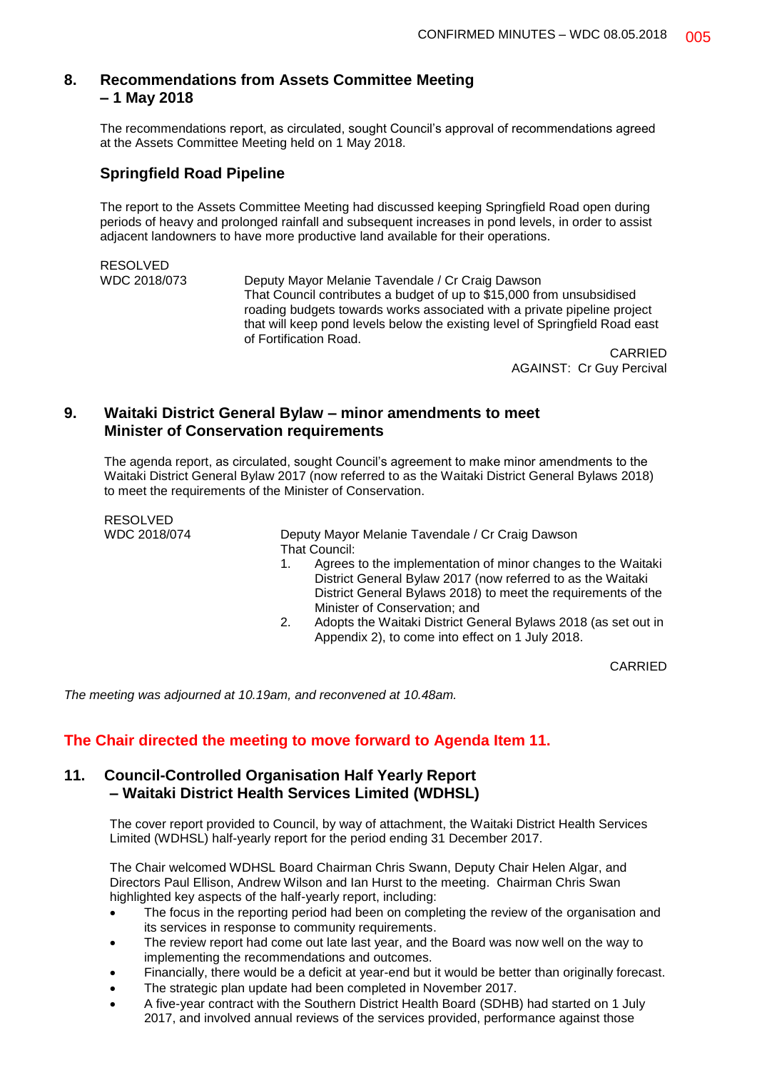## 8. Recommendations from Assets Committee Meeting – 1 May 2018

The recommendations report, as circulated, sought Council's approval of recommendations agreed at the Assets Committee Meeting held on 1 May 2018.

### Springfield Road Pipeline

The report to the Assets Committee Meeting had discussed keeping Springfield Road open during periods of heavy and prolonged rainfall and subsequent increases in pond levels, in order to assist adjacent landowners to have more productive land available for their operations.

RESOLVED
WDC 2018/073

Deputy Mayor Melanie Tavendale / Cr Craig Dawson
That Council contributes a budget of up to $15,000 from unsubsidised roading budgets towards works associated with a private pipeline project that will keep pond levels below the existing level of Springfield Road east of Fortification Road.

CARRIED
AGAINST: Cr Guy Percival

## 9. Waitaki District General Bylaw – minor amendments to meet Minister of Conservation requirements

The agenda report, as circulated, sought Council's agreement to make minor amendments to the Waitaki District General Bylaw 2017 (now referred to as the Waitaki District General Bylaws 2018) to meet the requirements of the Minister of Conservation.

RESOLVED
WDC 2018/074

Deputy Mayor Melanie Tavendale / Cr Craig Dawson
That Council:

1. Agrees to the implementation of minor changes to the Waitaki District General Bylaw 2017 (now referred to as the Waitaki District General Bylaws 2018) to meet the requirements of the Minister of Conservation; and
2. Adopts the Waitaki District General Bylaws 2018 (as set out in Appendix 2), to come into effect on 1 July 2018.

CARRIED

*The meeting was adjourned at 10.19am, and reconvened at 10.48am.*

**The Chair directed the meeting to move forward to Agenda Item 11.**

## 11. Council-Controlled Organisation Half Yearly Report – Waitaki District Health Services Limited (WDHSL)

The cover report provided to Council, by way of attachment, the Waitaki District Health Services Limited (WDHSL) half-yearly report for the period ending 31 December 2017.

The Chair welcomed WDHSL Board Chairman Chris Swann, Deputy Chair Helen Algar, and Directors Paul Ellison, Andrew Wilson and Ian Hurst to the meeting. Chairman Chris Swan highlighted key aspects of the half-yearly report, including:

- The focus in the reporting period had been on completing the review of the organisation and its services in response to community requirements.
- The review report had come out late last year, and the Board was now well on the way to implementing the recommendations and outcomes.
- Financially, there would be a deficit at year-end but it would be better than originally forecast.
- The strategic plan update had been completed in November 2017.
- A five-year contract with the Southern District Health Board (SDHB) had started on 1 July 2017, and involved annual reviews of the services provided, performance against those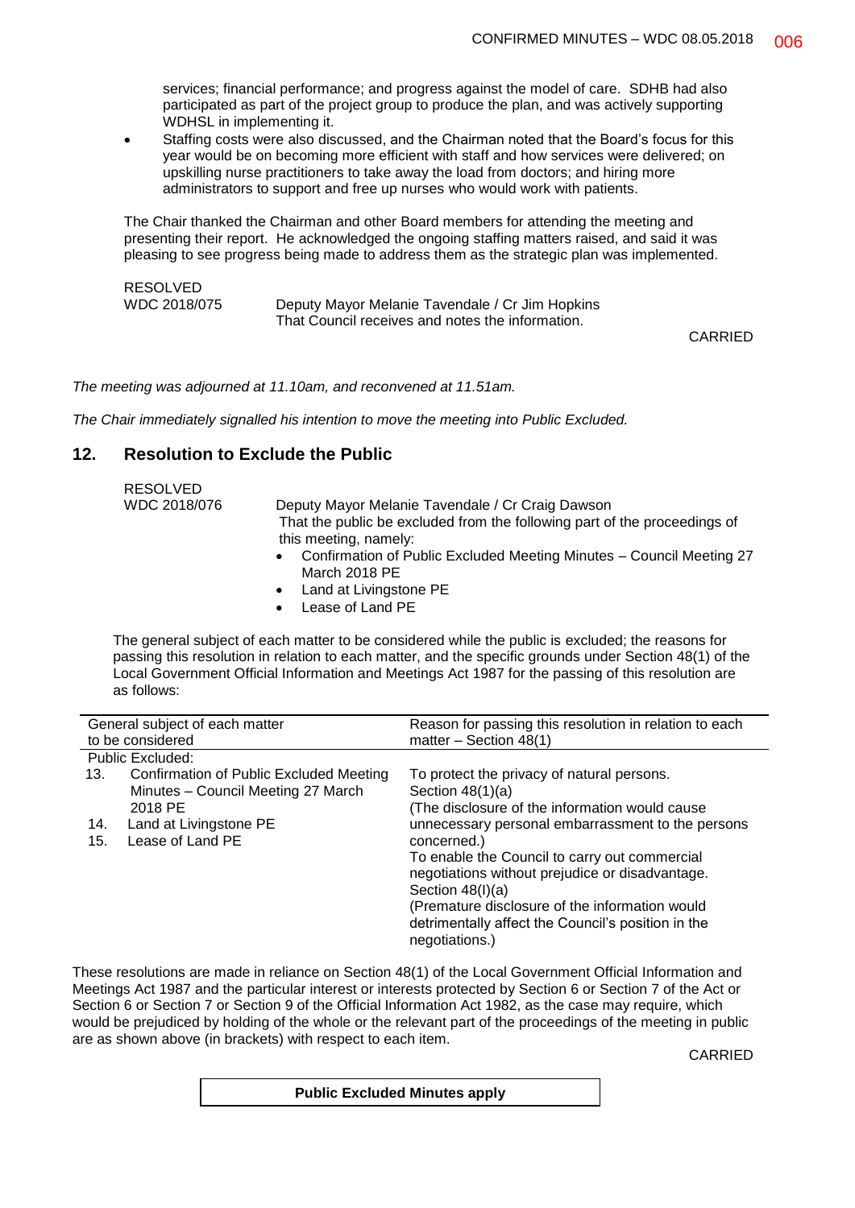services; financial performance; and progress against the model of care. SDHB had also participated as part of the project group to produce the plan, and was actively supporting WDHSL in implementing it.

- Staffing costs were also discussed, and the Chairman noted that the Board's focus for this year would be on becoming more efficient with staff and how services were delivered; on upskilling nurse practitioners to take away the load from doctors; and hiring more administrators to support and free up nurses who would work with patients.

The Chair thanked the Chairman and other Board members for attending the meeting and presenting their report. He acknowledged the ongoing staffing matters raised, and said it was pleasing to see progress being made to address them as the strategic plan was implemented.

RESOLVED
WDC 2018/075 Deputy Mayor Melanie Tavendale / Cr Jim Hopkins
That Council receives and notes the information.

CARRIED

*The meeting was adjourned at 11.10am, and reconvened at 11.51am.*

*The Chair immediately signalled his intention to move the meeting into Public Excluded.*

## 12. Resolution to Exclude the Public

RESOLVED
WDC 2018/076 Deputy Mayor Melanie Tavendale / Cr Craig Dawson
That the public be excluded from the following part of the proceedings of this meeting, namely:

- Confirmation of Public Excluded Meeting Minutes – Council Meeting 27 March 2018 PE
- Land at Livingstone PE
- Lease of Land PE

The general subject of each matter to be considered while the public is excluded; the reasons for passing this resolution in relation to each matter, and the specific grounds under Section 48(1) of the Local Government Official Information and Meetings Act 1987 for the passing of this resolution are as follows:

| General subject of each matter to be considered | Reason for passing this resolution in relation to each matter – Section 48(1) |
|---|---|
| Public Excluded: | |
| 13. Confirmation of Public Excluded Meeting Minutes – Council Meeting 27 March 2018 PE<br>14. Land at Livingstone PE<br>15. Lease of Land PE | To protect the privacy of natural persons.<br>Section 48(1)(a)<br>(The disclosure of the information would cause unnecessary personal embarrassment to the persons concerned.)<br>To enable the Council to carry out commercial negotiations without prejudice or disadvantage.<br>Section 48(I)(a)<br>(Premature disclosure of the information would detrimentally affect the Council's position in the negotiations.) |

These resolutions are made in reliance on Section 48(1) of the Local Government Official Information and Meetings Act 1987 and the particular interest or interests protected by Section 6 or Section 7 of the Act or Section 6 or Section 7 or Section 9 of the Official Information Act 1982, as the case may require, which would be prejudiced by holding of the whole or the relevant part of the proceedings of the meeting in public are as shown above (in brackets) with respect to each item.

CARRIED

**Public Excluded Minutes apply**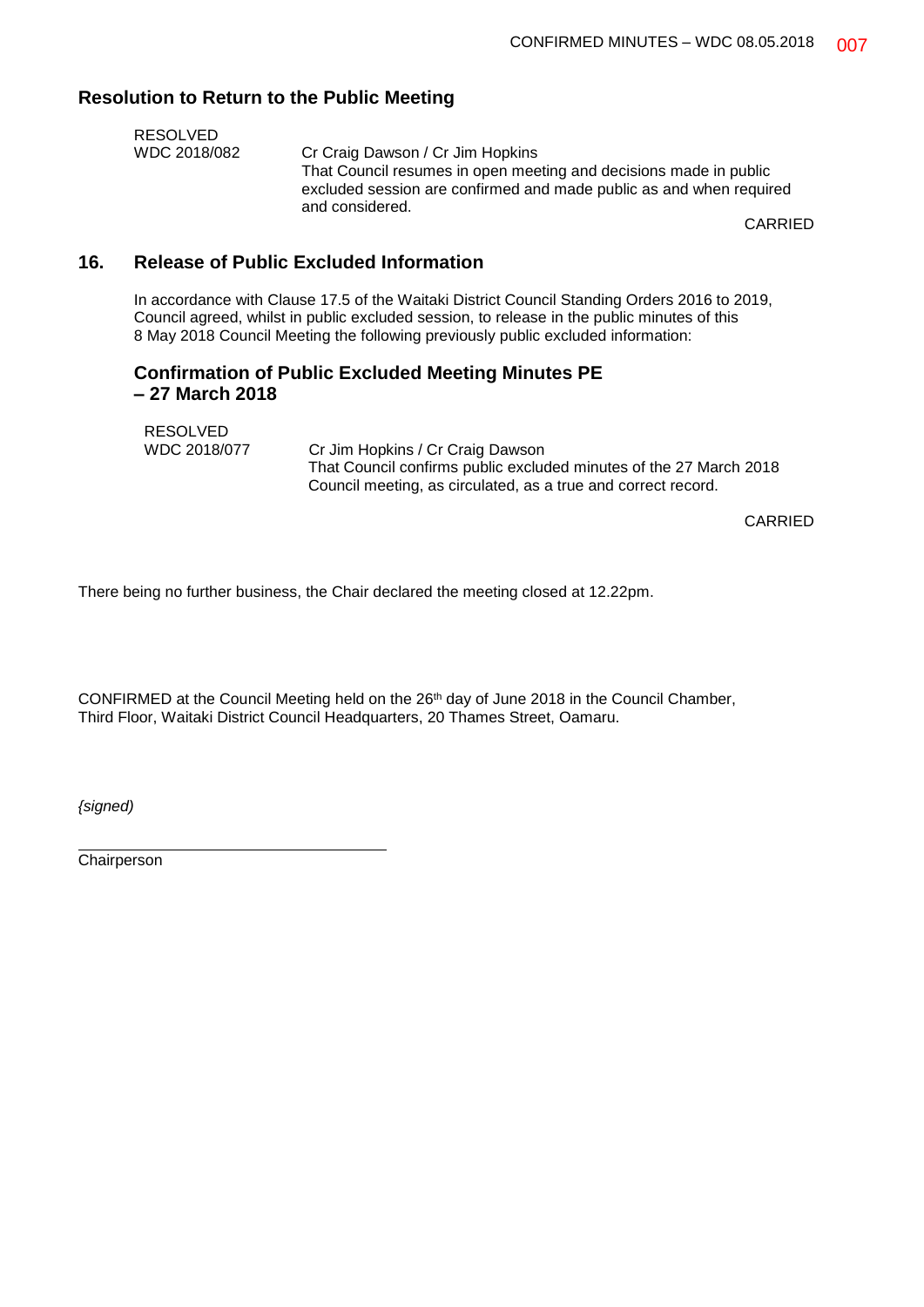## Resolution to Return to the Public Meeting

| | |
|---|---|
| RESOLVED<br>WDC 2018/082 | Cr Craig Dawson / Cr Jim Hopkins<br>That Council resumes in open meeting and decisions made in public excluded session are confirmed and made public as and when required and considered. |

CARRIED

## 16. Release of Public Excluded Information

In accordance with Clause 17.5 of the Waitaki District Council Standing Orders 2016 to 2019, Council agreed, whilst in public excluded session, to release in the public minutes of this 8 May 2018 Council Meeting the following previously public excluded information:

### Confirmation of Public Excluded Meeting Minutes PE – 27 March 2018

| | |
|---|---|
| RESOLVED<br>WDC 2018/077 | Cr Jim Hopkins / Cr Craig Dawson<br>That Council confirms public excluded minutes of the 27 March 2018 Council meeting, as circulated, as a true and correct record. |

CARRIED

There being no further business, the Chair declared the meeting closed at 12.22pm.

CONFIRMED at the Council Meeting held on the 26th day of June 2018 in the Council Chamber, Third Floor, Waitaki District Council Headquarters, 20 Thames Street, Oamaru.

*{signed)*

Chairperson